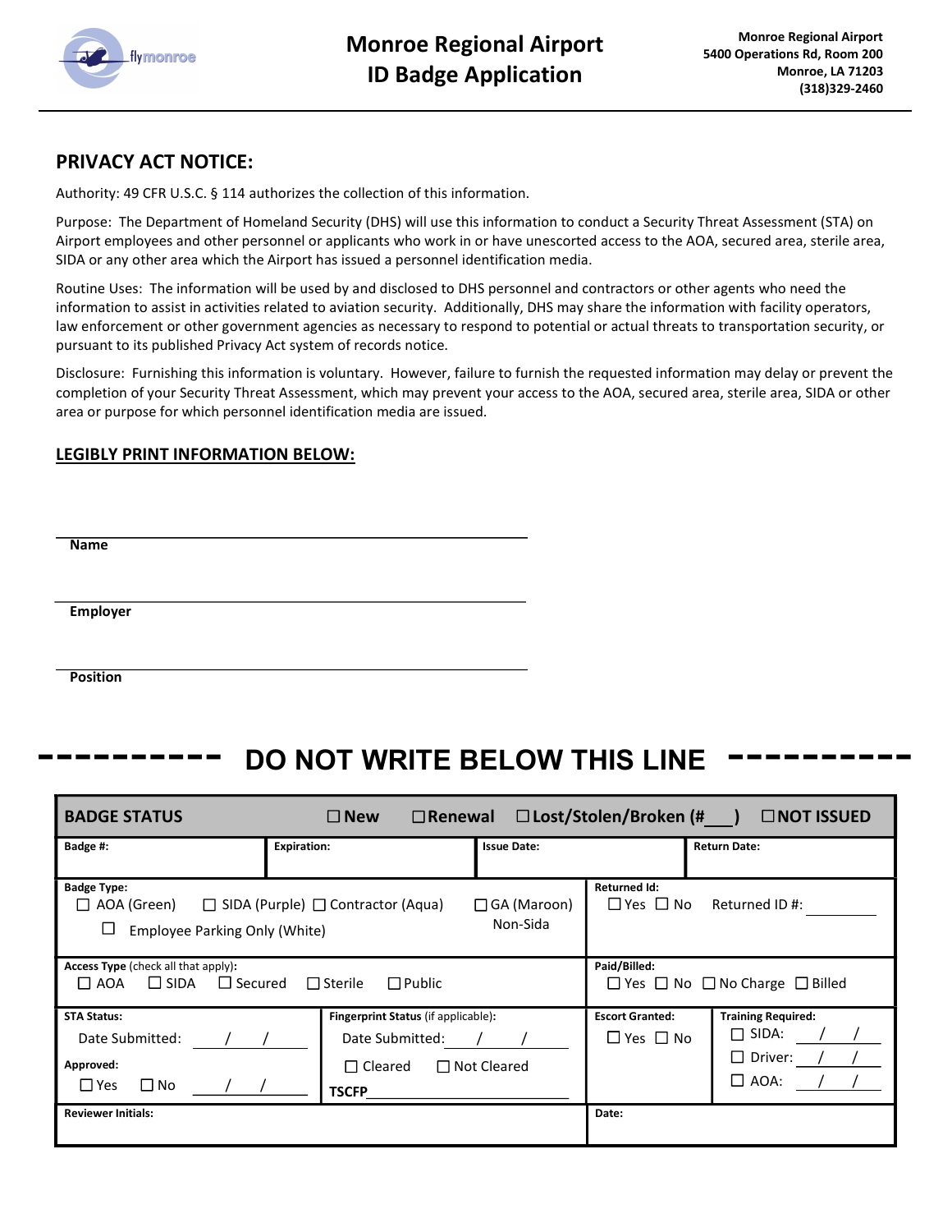# Monroe Regional Airport ID Badge Application

**Monroe Regional Airport**
**5400 Operations Rd, Room 200**
**Monroe, LA 71203**
**(318)329-2460**

## PRIVACY ACT NOTICE:

Authority: 49 CFR U.S.C. § 114 authorizes the collection of this information.

Purpose: The Department of Homeland Security (DHS) will use this information to conduct a Security Threat Assessment (STA) on Airport employees and other personnel or applicants who work in or have unescorted access to the AOA, secured area, sterile area, SIDA or any other area which the Airport has issued a personnel identification media.

Routine Uses: The information will be used by and disclosed to DHS personnel and contractors or other agents who need the information to assist in activities related to aviation security. Additionally, DHS may share the information with facility operators, law enforcement or other government agencies as necessary to respond to potential or actual threats to transportation security, or pursuant to its published Privacy Act system of records notice.

Disclosure: Furnishing this information is voluntary. However, failure to furnish the requested information may delay or prevent the completion of your Security Threat Assessment, which may prevent your access to the AOA, secured area, sterile area, SIDA or other area or purpose for which personnel identification media are issued.

### LEGIBLY PRINT INFORMATION BELOW:

______________________________
**Name**

______________________________
**Employer**

______________________________
**Position**

## DO NOT WRITE BELOW THIS LINE

| **BADGE STATUS** | ☐ **New** ☐ **Renewal** ☐ **Lost/Stolen/Broken (#___)** ☐ **NOT ISSUED** | | |
|---|---|---|---|
| **Badge #:** | **Expiration:** | **Issue Date:** | **Return Date:** |
| **Badge Type:** ☐ AOA (Green) ☐ SIDA (Purple) ☐ Contractor (Aqua) ☐ GA (Maroon) Non-Sida ☐ Employee Parking Only (White) | | **Returned Id:** ☐ Yes ☐ No Returned ID #: ______ | |
| **Access Type** (check all that apply)**:** ☐ AOA ☐ SIDA ☐ Secured ☐ Sterile ☐ Public | | **Paid/Billed:** ☐ Yes ☐ No ☐ No Charge ☐ Billed | |
| **STA Status:** Date Submitted: __/__/__ **Approved:** ☐ Yes ☐ No __/__/__ | **Fingerprint Status** (if applicable)**:** Date Submitted: __/__/__ ☐ Cleared ☐ Not Cleared **TSCFP**______ | **Escort Granted:** ☐ Yes ☐ No | **Training Required:** ☐ SIDA: __/__/__ ☐ Driver: __/__/__ ☐ AOA: __/__/__ |
| **Reviewer Initials:** | | **Date:** | |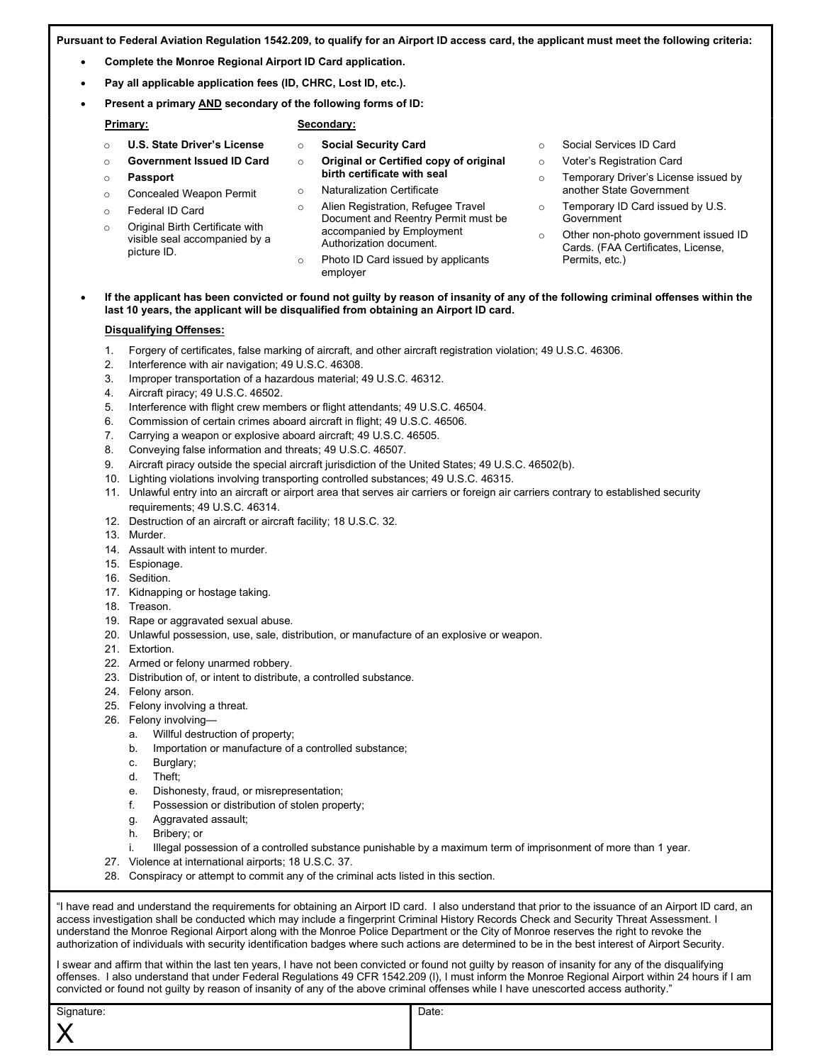**Pursuant to Federal Aviation Regulation 1542.209, to qualify for an Airport ID access card, the applicant must meet the following criteria:**

- **Complete the Monroe Regional Airport ID Card application.**
- **Pay all applicable application fees (ID, CHRC, Lost ID, etc.).**
- **Present a primary AND secondary of the following forms of ID:**

  **Primary:**
  - **U.S. State Driver's License**
  - **Government Issued ID Card**
  - **Passport**
  - Concealed Weapon Permit
  - Federal ID Card
  - Original Birth Certificate with visible seal accompanied by a picture ID.

  **Secondary:**
  - **Social Security Card**
  - **Original or Certified copy of original birth certificate with seal**
  - Naturalization Certificate
  - Alien Registration, Refugee Travel Document and Reentry Permit must be accompanied by Employment Authorization document.
  - Photo ID Card issued by applicants employer
  - Social Services ID Card
  - Voter's Registration Card
  - Temporary Driver's License issued by another State Government
  - Temporary ID Card issued by U.S. Government
  - Other non-photo government issued ID Cards. (FAA Certificates, License, Permits, etc.)

- **If the applicant has been convicted or found not guilty by reason of insanity of any of the following criminal offenses within the last 10 years, the applicant will be disqualified from obtaining an Airport ID card.**

  **Disqualifying Offenses:**

  1. Forgery of certificates, false marking of aircraft, and other aircraft registration violation; 49 U.S.C. 46306.
  2. Interference with air navigation; 49 U.S.C. 46308.
  3. Improper transportation of a hazardous material; 49 U.S.C. 46312.
  4. Aircraft piracy; 49 U.S.C. 46502.
  5. Interference with flight crew members or flight attendants; 49 U.S.C. 46504.
  6. Commission of certain crimes aboard aircraft in flight; 49 U.S.C. 46506.
  7. Carrying a weapon or explosive aboard aircraft; 49 U.S.C. 46505.
  8. Conveying false information and threats; 49 U.S.C. 46507.
  9. Aircraft piracy outside the special aircraft jurisdiction of the United States; 49 U.S.C. 46502(b).
  10. Lighting violations involving transporting controlled substances; 49 U.S.C. 46315.
  11. Unlawful entry into an aircraft or airport area that serves air carriers or foreign air carriers contrary to established security requirements; 49 U.S.C. 46314.
  12. Destruction of an aircraft or aircraft facility; 18 U.S.C. 32.
  13. Murder.
  14. Assault with intent to murder.
  15. Espionage.
  16. Sedition.
  17. Kidnapping or hostage taking.
  18. Treason.
  19. Rape or aggravated sexual abuse.
  20. Unlawful possession, use, sale, distribution, or manufacture of an explosive or weapon.
  21. Extortion.
  22. Armed or felony unarmed robbery.
  23. Distribution of, or intent to distribute, a controlled substance.
  24. Felony arson.
  25. Felony involving a threat.
  26. Felony involving—
      a. Willful destruction of property;
      b. Importation or manufacture of a controlled substance;
      c. Burglary;
      d. Theft;
      e. Dishonesty, fraud, or misrepresentation;
      f. Possession or distribution of stolen property;
      g. Aggravated assault;
      h. Bribery; or
      i. Illegal possession of a controlled substance punishable by a maximum term of imprisonment of more than 1 year.
  27. Violence at international airports; 18 U.S.C. 37.
  28. Conspiracy or attempt to commit any of the criminal acts listed in this section.

"I have read and understand the requirements for obtaining an Airport ID card. I also understand that prior to the issuance of an Airport ID card, an access investigation shall be conducted which may include a fingerprint Criminal History Records Check and Security Threat Assessment. I understand the Monroe Regional Airport along with the Monroe Police Department or the City of Monroe reserves the right to revoke the authorization of individuals with security identification badges where such actions are determined to be in the best interest of Airport Security.

I swear and affirm that within the last ten years, I have not been convicted or found not guilty by reason of insanity for any of the disqualifying offenses. I also understand that under Federal Regulations 49 CFR 1542.209 (I), I must inform the Monroe Regional Airport within 24 hours if I am convicted or found not guilty by reason of insanity of any of the above criminal offenses while I have unescorted access authority."

| Signature: X | Date: |
|---|---|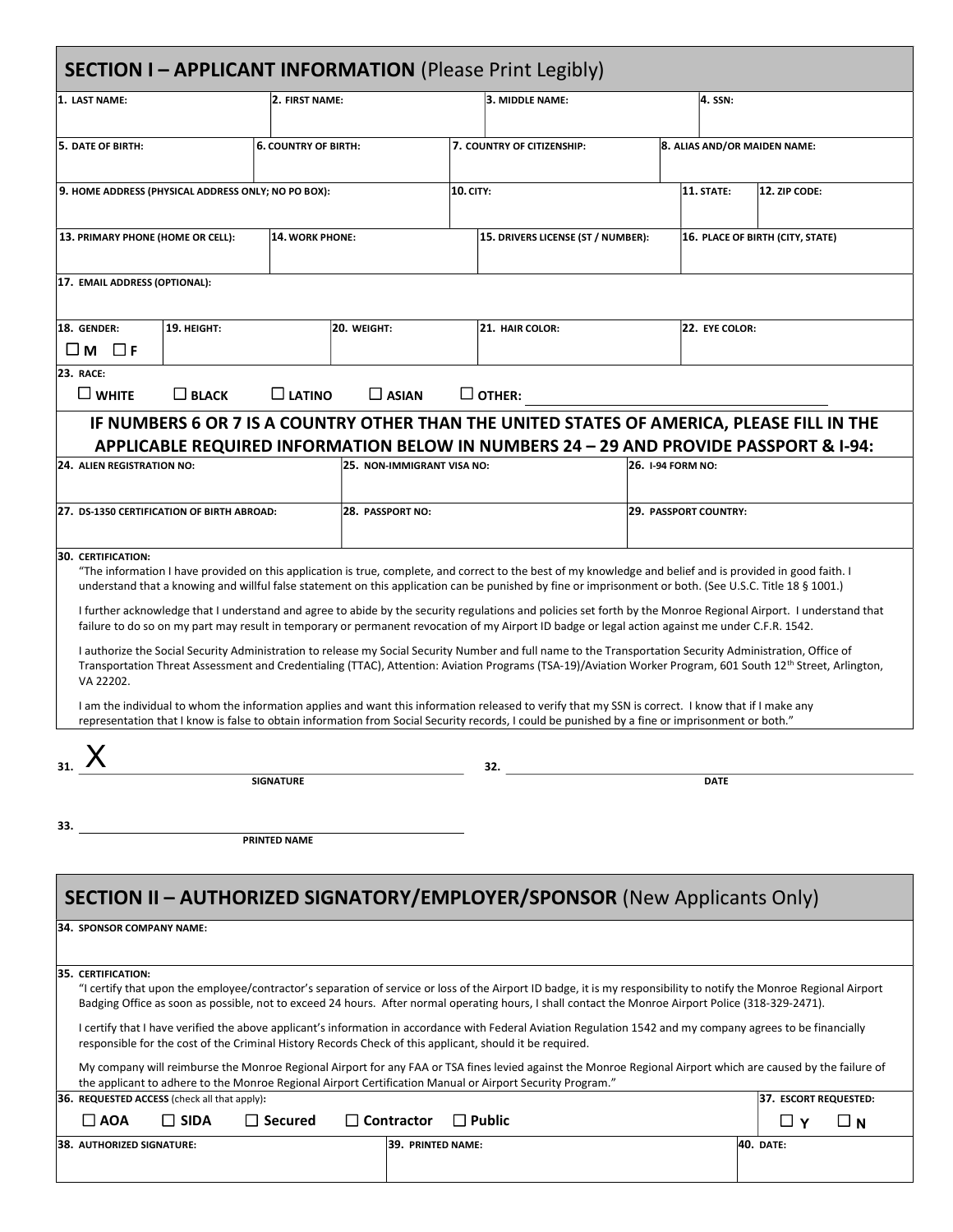## SECTION I – APPLICANT INFORMATION (Please Print Legibly)

| | | | |
|---|---|---|---|
| 1. LAST NAME: | 2. FIRST NAME: | 3. MIDDLE NAME: | 4. SSN: |
| 5. DATE OF BIRTH: | 6. COUNTRY OF BIRTH: | 7. COUNTRY OF CITIZENSHIP: | 8. ALIAS AND/OR MAIDEN NAME: |

| | | | |
|---|---|---|---|
| 9. HOME ADDRESS (PHYSICAL ADDRESS ONLY; NO PO BOX): | 10. CITY: | 11. STATE: | 12. ZIP CODE: |

| | | | |
|---|---|---|---|
| 13. PRIMARY PHONE (HOME OR CELL): | 14. WORK PHONE: | 15. DRIVERS LICENSE (ST / NUMBER): | 16. PLACE OF BIRTH (CITY, STATE) |

17. EMAIL ADDRESS (OPTIONAL):

| | | | | |
|---|---|---|---|---|
| 18. GENDER: ☐ M ☐ F | 19. HEIGHT: | 20. WEIGHT: | 21. HAIR COLOR: | 22. EYE COLOR: |

23. RACE:

☐ WHITE ☐ BLACK ☐ LATINO ☐ ASIAN ☐ OTHER: ______________________________

**IF NUMBERS 6 OR 7 IS A COUNTRY OTHER THAN THE UNITED STATES OF AMERICA, PLEASE FILL IN THE APPLICABLE REQUIRED INFORMATION BELOW IN NUMBERS 24 – 29 AND PROVIDE PASSPORT & I-94:**

| | | |
|---|---|---|
| 24. ALIEN REGISTRATION NO: | 25. NON-IMMIGRANT VISA NO: | 26. I-94 FORM NO: |
| 27. DS-1350 CERTIFICATION OF BIRTH ABROAD: | 28. PASSPORT NO: | 29. PASSPORT COUNTRY: |

30. CERTIFICATION:

"The information I have provided on this application is true, complete, and correct to the best of my knowledge and belief and is provided in good faith. I understand that a knowing and willful false statement on this application can be punished by fine or imprisonment or both. (See U.S.C. Title 18 § 1001.)

I further acknowledge that I understand and agree to abide by the security regulations and policies set forth by the Monroe Regional Airport. I understand that failure to do so on my part may result in temporary or permanent revocation of my Airport ID badge or legal action against me under C.F.R. 1542.

I authorize the Social Security Administration to release my Social Security Number and full name to the Transportation Security Administration, Office of Transportation Threat Assessment and Credentialing (TTAC), Attention: Aviation Programs (TSA-19)/Aviation Worker Program, 601 South 12th Street, Arlington, VA 22202.

I am the individual to whom the information applies and want this information released to verify that my SSN is correct. I know that if I make any representation that I know is false to obtain information from Social Security records, I could be punished by a fine or imprisonment or both."

31. X ______________________________ 32. ______________________________
SIGNATURE DATE

33. ______________________________
PRINTED NAME

## SECTION II – AUTHORIZED SIGNATORY/EMPLOYER/SPONSOR (New Applicants Only)

34. SPONSOR COMPANY NAME:

35. CERTIFICATION:

"I certify that upon the employee/contractor's separation of service or loss of the Airport ID badge, it is my responsibility to notify the Monroe Regional Airport Badging Office as soon as possible, not to exceed 24 hours. After normal operating hours, I shall contact the Monroe Airport Police (318-329-2471).

I certify that I have verified the above applicant's information in accordance with Federal Aviation Regulation 1542 and my company agrees to be financially responsible for the cost of the Criminal History Records Check of this applicant, should it be required.

My company will reimburse the Monroe Regional Airport for any FAA or TSA fines levied against the Monroe Regional Airport which are caused by the failure of the applicant to adhere to the Monroe Regional Airport Certification Manual or Airport Security Program."

| | |
|---|---|
| 36. REQUESTED ACCESS (check all that apply): ☐ AOA ☐ SIDA ☐ Secured ☐ Contractor ☐ Public | 37. ESCORT REQUESTED: ☐ Y ☐ N |

| | | |
|---|---|---|
| 38. AUTHORIZED SIGNATURE: | 39. PRINTED NAME: | 40. DATE: |